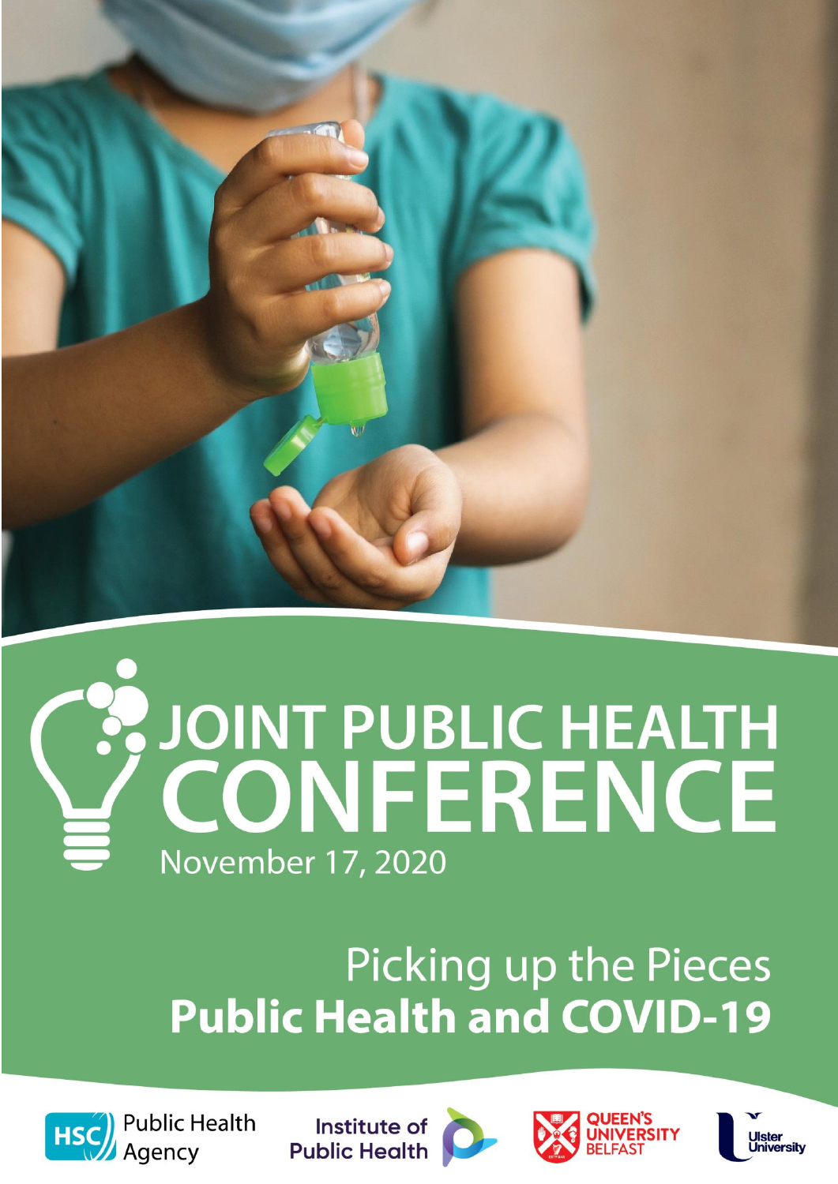# JOINT PUBLIC HEALTH CONFERENCE

November 17, 2020

## Picking up the Pieces
## **Public Health and COVID-19**

HSC Public Health Agency

Institute of Public Health

Queen's University Belfast

Ulster University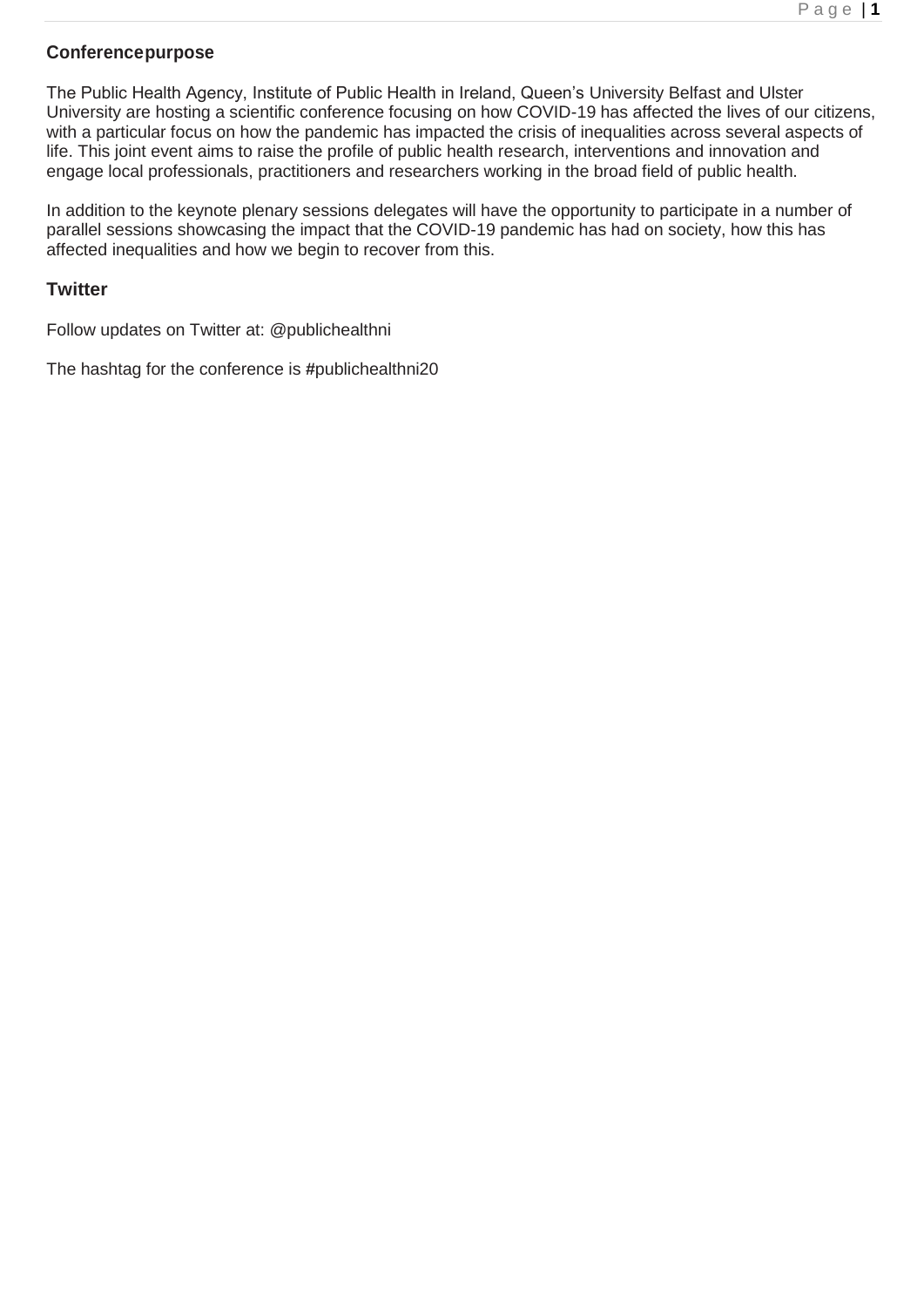## Conference purpose

The Public Health Agency, Institute of Public Health in Ireland, Queen's University Belfast and Ulster University are hosting a scientific conference focusing on how COVID-19 has affected the lives of our citizens, with a particular focus on how the pandemic has impacted the crisis of inequalities across several aspects of life. This joint event aims to raise the profile of public health research, interventions and innovation and engage local professionals, practitioners and researchers working in the broad field of public health.

In addition to the keynote plenary sessions delegates will have the opportunity to participate in a number of parallel sessions showcasing the impact that the COVID-19 pandemic has had on society, how this has affected inequalities and how we begin to recover from this.

## Twitter

Follow updates on Twitter at: @publichealthni

The hashtag for the conference is #publichealthni20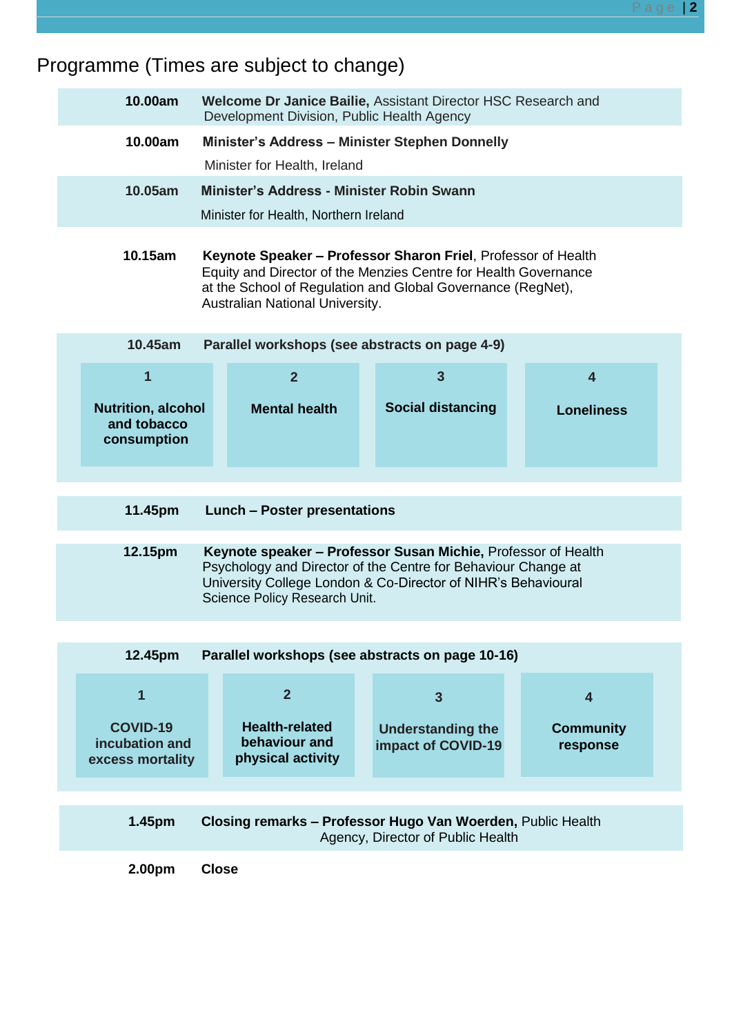## Programme (Times are subject to change)

| Time | Session |
|---|---|
| **10.00am** | **Welcome Dr Janice Bailie,** Assistant Director HSC Research and Development Division, Public Health Agency |
| **10.00am** | **Minister's Address – Minister Stephen Donnelly** Minister for Health, Ireland |
| **10.05am** | **Minister's Address - Minister Robin Swann** Minister for Health, Northern Ireland |
| **10.15am** | **Keynote Speaker – Professor Sharon Friel**, Professor of Health Equity and Director of the Menzies Centre for Health Governance at the School of Regulation and Global Governance (RegNet), Australian National University. |
| **10.45am** | **Parallel workshops (see abstracts on page 4-9)** |

| 1 | 2 | 3 | 4 |
|---|---|---|---|
| **Nutrition, alcohol and tobacco consumption** | **Mental health** | **Social distancing** | **Loneliness** |

| Time | Session |
|---|---|
| **11.45pm** | **Lunch – Poster presentations** |
| **12.15pm** | **Keynote speaker – Professor Susan Michie,** Professor of Health Psychology and Director of the Centre for Behaviour Change at University College London & Co-Director of NIHR's Behavioural Science Policy Research Unit. |
| **12.45pm** | **Parallel workshops (see abstracts on page 10-16)** |

| 1 | 2 | 3 | 4 |
|---|---|---|---|
| **COVID-19 incubation and excess mortality** | **Health-related behaviour and physical activity** | **Understanding the impact of COVID-19** | **Community response** |

| Time | Session |
|---|---|
| **1.45pm** | **Closing remarks – Professor Hugo Van Woerden,** Public Health Agency, Director of Public Health |
| **2.00pm** | **Close** |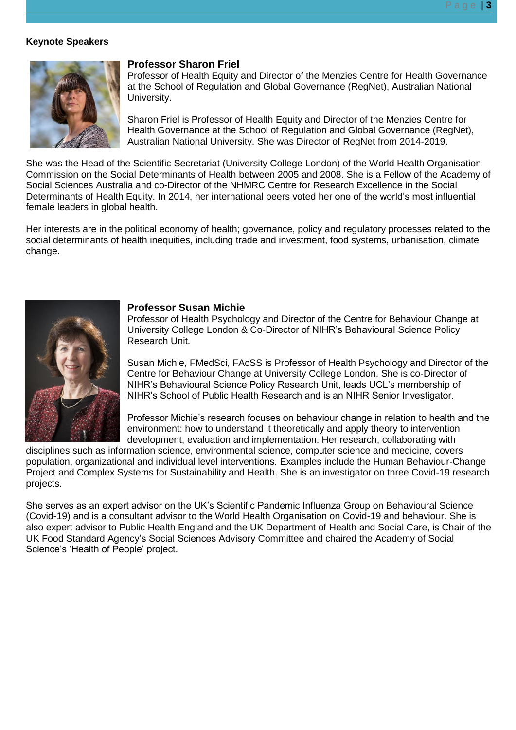**Keynote Speakers**

### Professor Sharon Friel

Professor of Health Equity and Director of the Menzies Centre for Health Governance at the School of Regulation and Global Governance (RegNet), Australian National University.

Sharon Friel is Professor of Health Equity and Director of the Menzies Centre for Health Governance at the School of Regulation and Global Governance (RegNet), Australian National University. She was Director of RegNet from 2014-2019.

She was the Head of the Scientific Secretariat (University College London) of the World Health Organisation Commission on the Social Determinants of Health between 2005 and 2008. She is a Fellow of the Academy of Social Sciences Australia and co-Director of the NHMRC Centre for Research Excellence in the Social Determinants of Health Equity. In 2014, her international peers voted her one of the world's most influential female leaders in global health.

Her interests are in the political economy of health; governance, policy and regulatory processes related to the social determinants of health inequities, including trade and investment, food systems, urbanisation, climate change.

### Professor Susan Michie

Professor of Health Psychology and Director of the Centre for Behaviour Change at University College London & Co-Director of NIHR's Behavioural Science Policy Research Unit.

Susan Michie, FMedSci, FAcSS is Professor of Health Psychology and Director of the Centre for Behaviour Change at University College London. She is co-Director of NIHR's Behavioural Science Policy Research Unit, leads UCL's membership of NIHR's School of Public Health Research and is an NIHR Senior Investigator.

Professor Michie's research focuses on behaviour change in relation to health and the environment: how to understand it theoretically and apply theory to intervention development, evaluation and implementation. Her research, collaborating with disciplines such as information science, environmental science, computer science and medicine, covers population, organizational and individual level interventions. Examples include the Human Behaviour-Change Project and Complex Systems for Sustainability and Health. She is an investigator on three Covid-19 research projects.

She serves as an expert advisor on the UK's Scientific Pandemic Influenza Group on Behavioural Science (Covid-19) and is a consultant advisor to the World Health Organisation on Covid-19 and behaviour. She is also expert advisor to Public Health England and the UK Department of Health and Social Care, is Chair of the UK Food Standard Agency's Social Sciences Advisory Committee and chaired the Academy of Social Science's 'Health of People' project.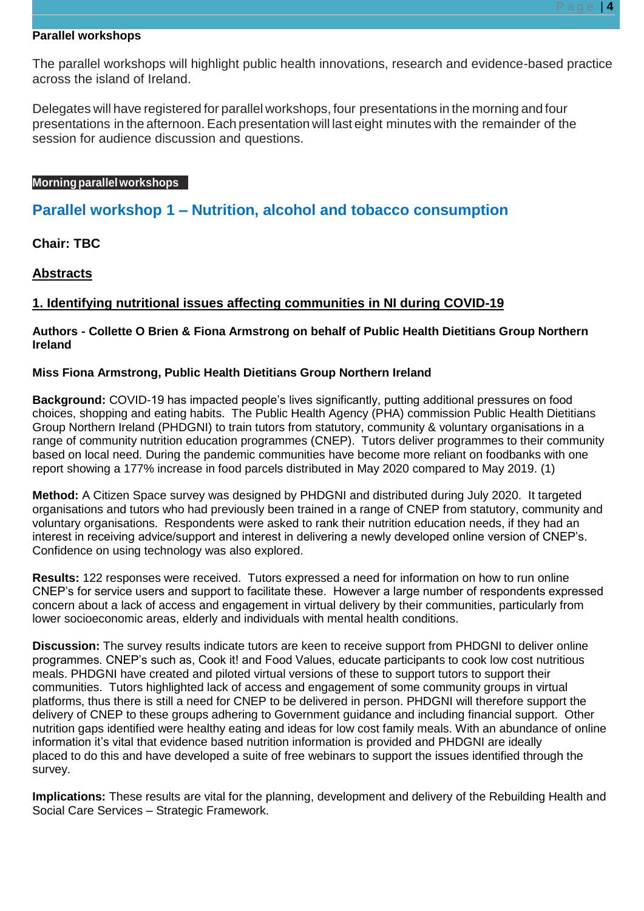**Parallel workshops**

The parallel workshops will highlight public health innovations, research and evidence-based practice across the island of Ireland.

Delegates will have registered for parallel workshops, four presentations in the morning and four presentations in the afternoon. Each presentation will last eight minutes with the remainder of the session for audience discussion and questions.

**Morning parallel workshops**

## Parallel workshop 1 – Nutrition, alcohol and tobacco consumption

**Chair: TBC**

**Abstracts**

### 1. Identifying nutritional issues affecting communities in NI during COVID-19

**Authors - Collette O Brien & Fiona Armstrong on behalf of Public Health Dietitians Group Northern Ireland**

**Miss Fiona Armstrong, Public Health Dietitians Group Northern Ireland**

**Background:** COVID-19 has impacted people's lives significantly, putting additional pressures on food choices, shopping and eating habits. The Public Health Agency (PHA) commission Public Health Dietitians Group Northern Ireland (PHDGNI) to train tutors from statutory, community & voluntary organisations in a range of community nutrition education programmes (CNEP). Tutors deliver programmes to their community based on local need. During the pandemic communities have become more reliant on foodbanks with one report showing a 177% increase in food parcels distributed in May 2020 compared to May 2019. (1)

**Method:** A Citizen Space survey was designed by PHDGNI and distributed during July 2020. It targeted organisations and tutors who had previously been trained in a range of CNEP from statutory, community and voluntary organisations. Respondents were asked to rank their nutrition education needs, if they had an interest in receiving advice/support and interest in delivering a newly developed online version of CNEP's. Confidence on using technology was also explored.

**Results:** 122 responses were received. Tutors expressed a need for information on how to run online CNEP's for service users and support to facilitate these. However a large number of respondents expressed concern about a lack of access and engagement in virtual delivery by their communities, particularly from lower socioeconomic areas, elderly and individuals with mental health conditions.

**Discussion:** The survey results indicate tutors are keen to receive support from PHDGNI to deliver online programmes. CNEP's such as, Cook it! and Food Values, educate participants to cook low cost nutritious meals. PHDGNI have created and piloted virtual versions of these to support tutors to support their communities. Tutors highlighted lack of access and engagement of some community groups in virtual platforms, thus there is still a need for CNEP to be delivered in person. PHDGNI will therefore support the delivery of CNEP to these groups adhering to Government guidance and including financial support. Other nutrition gaps identified were healthy eating and ideas for low cost family meals. With an abundance of online information it's vital that evidence based nutrition information is provided and PHDGNI are ideally placed to do this and have developed a suite of free webinars to support the issues identified through the survey.

**Implications:** These results are vital for the planning, development and delivery of the Rebuilding Health and Social Care Services – Strategic Framework.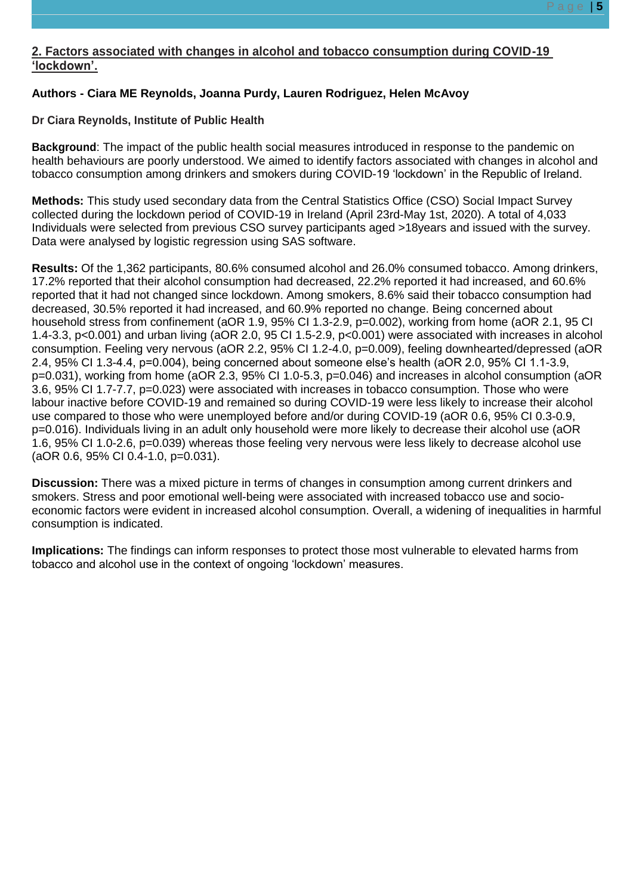## 2. Factors associated with changes in alcohol and tobacco consumption during COVID-19 'lockdown'.

**Authors - Ciara ME Reynolds, Joanna Purdy, Lauren Rodriguez, Helen McAvoy**

**Dr Ciara Reynolds, Institute of Public Health**

**Background**: The impact of the public health social measures introduced in response to the pandemic on health behaviours are poorly understood. We aimed to identify factors associated with changes in alcohol and tobacco consumption among drinkers and smokers during COVID-19 'lockdown' in the Republic of Ireland.

**Methods:** This study used secondary data from the Central Statistics Office (CSO) Social Impact Survey collected during the lockdown period of COVID-19 in Ireland (April 23rd-May 1st, 2020). A total of 4,033 Individuals were selected from previous CSO survey participants aged >18years and issued with the survey. Data were analysed by logistic regression using SAS software.

**Results:** Of the 1,362 participants, 80.6% consumed alcohol and 26.0% consumed tobacco. Among drinkers, 17.2% reported that their alcohol consumption had decreased, 22.2% reported it had increased, and 60.6% reported that it had not changed since lockdown. Among smokers, 8.6% said their tobacco consumption had decreased, 30.5% reported it had increased, and 60.9% reported no change. Being concerned about household stress from confinement (aOR 1.9, 95% CI 1.3-2.9, p=0.002), working from home (aOR 2.1, 95 CI 1.4-3.3, p<0.001) and urban living (aOR 2.0, 95 CI 1.5-2.9, p<0.001) were associated with increases in alcohol consumption. Feeling very nervous (aOR 2.2, 95% CI 1.2-4.0, p=0.009), feeling downhearted/depressed (aOR 2.4, 95% CI 1.3-4.4, p=0.004), being concerned about someone else's health (aOR 2.0, 95% CI 1.1-3.9, p=0.031), working from home (aOR 2.3, 95% CI 1.0-5.3, p=0.046) and increases in alcohol consumption (aOR 3.6, 95% CI 1.7-7.7, p=0.023) were associated with increases in tobacco consumption. Those who were labour inactive before COVID-19 and remained so during COVID-19 were less likely to increase their alcohol use compared to those who were unemployed before and/or during COVID-19 (aOR 0.6, 95% CI 0.3-0.9, p=0.016). Individuals living in an adult only household were more likely to decrease their alcohol use (aOR 1.6, 95% CI 1.0-2.6, p=0.039) whereas those feeling very nervous were less likely to decrease alcohol use (aOR 0.6, 95% CI 0.4-1.0, p=0.031).

**Discussion:** There was a mixed picture in terms of changes in consumption among current drinkers and smokers. Stress and poor emotional well-being were associated with increased tobacco use and socio-economic factors were evident in increased alcohol consumption. Overall, a widening of inequalities in harmful consumption is indicated.

**Implications:** The findings can inform responses to protect those most vulnerable to elevated harms from tobacco and alcohol use in the context of ongoing 'lockdown' measures.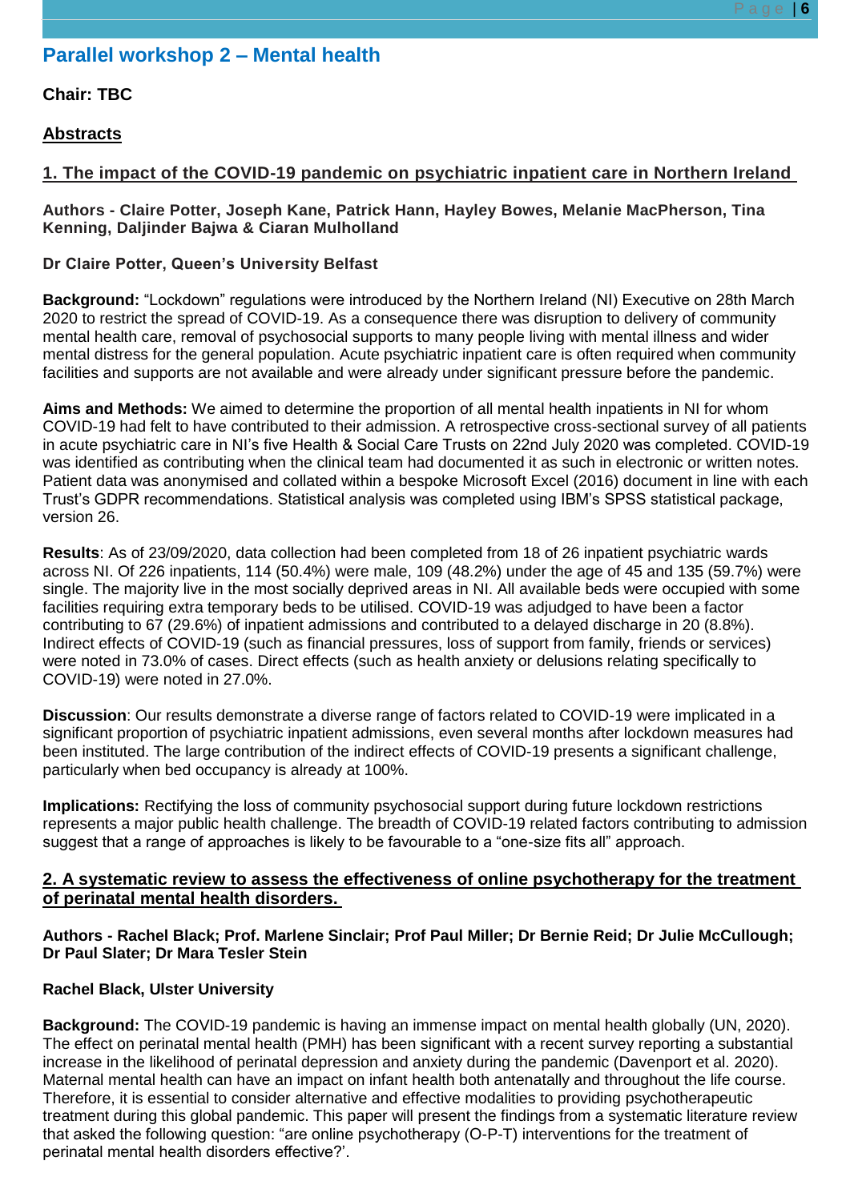## Parallel workshop 2 – Mental health

**Chair: TBC**

**Abstracts**

### 1. The impact of the COVID-19 pandemic on psychiatric inpatient care in Northern Ireland

**Authors - Claire Potter, Joseph Kane, Patrick Hann, Hayley Bowes, Melanie MacPherson, Tina Kenning, Daljinder Bajwa & Ciaran Mulholland**

**Dr Claire Potter, Queen's University Belfast**

**Background:** "Lockdown" regulations were introduced by the Northern Ireland (NI) Executive on 28th March 2020 to restrict the spread of COVID-19. As a consequence there was disruption to delivery of community mental health care, removal of psychosocial supports to many people living with mental illness and wider mental distress for the general population. Acute psychiatric inpatient care is often required when community facilities and supports are not available and were already under significant pressure before the pandemic.

**Aims and Methods:** We aimed to determine the proportion of all mental health inpatients in NI for whom COVID-19 had felt to have contributed to their admission. A retrospective cross-sectional survey of all patients in acute psychiatric care in NI's five Health & Social Care Trusts on 22nd July 2020 was completed. COVID-19 was identified as contributing when the clinical team had documented it as such in electronic or written notes. Patient data was anonymised and collated within a bespoke Microsoft Excel (2016) document in line with each Trust's GDPR recommendations. Statistical analysis was completed using IBM's SPSS statistical package, version 26.

**Results**: As of 23/09/2020, data collection had been completed from 18 of 26 inpatient psychiatric wards across NI. Of 226 inpatients, 114 (50.4%) were male, 109 (48.2%) under the age of 45 and 135 (59.7%) were single. The majority live in the most socially deprived areas in NI. All available beds were occupied with some facilities requiring extra temporary beds to be utilised. COVID-19 was adjudged to have been a factor contributing to 67 (29.6%) of inpatient admissions and contributed to a delayed discharge in 20 (8.8%). Indirect effects of COVID-19 (such as financial pressures, loss of support from family, friends or services) were noted in 73.0% of cases. Direct effects (such as health anxiety or delusions relating specifically to COVID-19) were noted in 27.0%.

**Discussion**: Our results demonstrate a diverse range of factors related to COVID-19 were implicated in a significant proportion of psychiatric inpatient admissions, even several months after lockdown measures had been instituted. The large contribution of the indirect effects of COVID-19 presents a significant challenge, particularly when bed occupancy is already at 100%.

**Implications:** Rectifying the loss of community psychosocial support during future lockdown restrictions represents a major public health challenge. The breadth of COVID-19 related factors contributing to admission suggest that a range of approaches is likely to be favourable to a "one-size fits all" approach.

### 2. A systematic review to assess the effectiveness of online psychotherapy for the treatment of perinatal mental health disorders.

**Authors - Rachel Black; Prof. Marlene Sinclair; Prof Paul Miller; Dr Bernie Reid; Dr Julie McCullough; Dr Paul Slater; Dr Mara Tesler Stein**

**Rachel Black, Ulster University**

**Background:** The COVID-19 pandemic is having an immense impact on mental health globally (UN, 2020). The effect on perinatal mental health (PMH) has been significant with a recent survey reporting a substantial increase in the likelihood of perinatal depression and anxiety during the pandemic (Davenport et al. 2020). Maternal mental health can have an impact on infant health both antenatally and throughout the life course. Therefore, it is essential to consider alternative and effective modalities to providing psychotherapeutic treatment during this global pandemic. This paper will present the findings from a systematic literature review that asked the following question: "are online psychotherapy (O-P-T) interventions for the treatment of perinatal mental health disorders effective?'.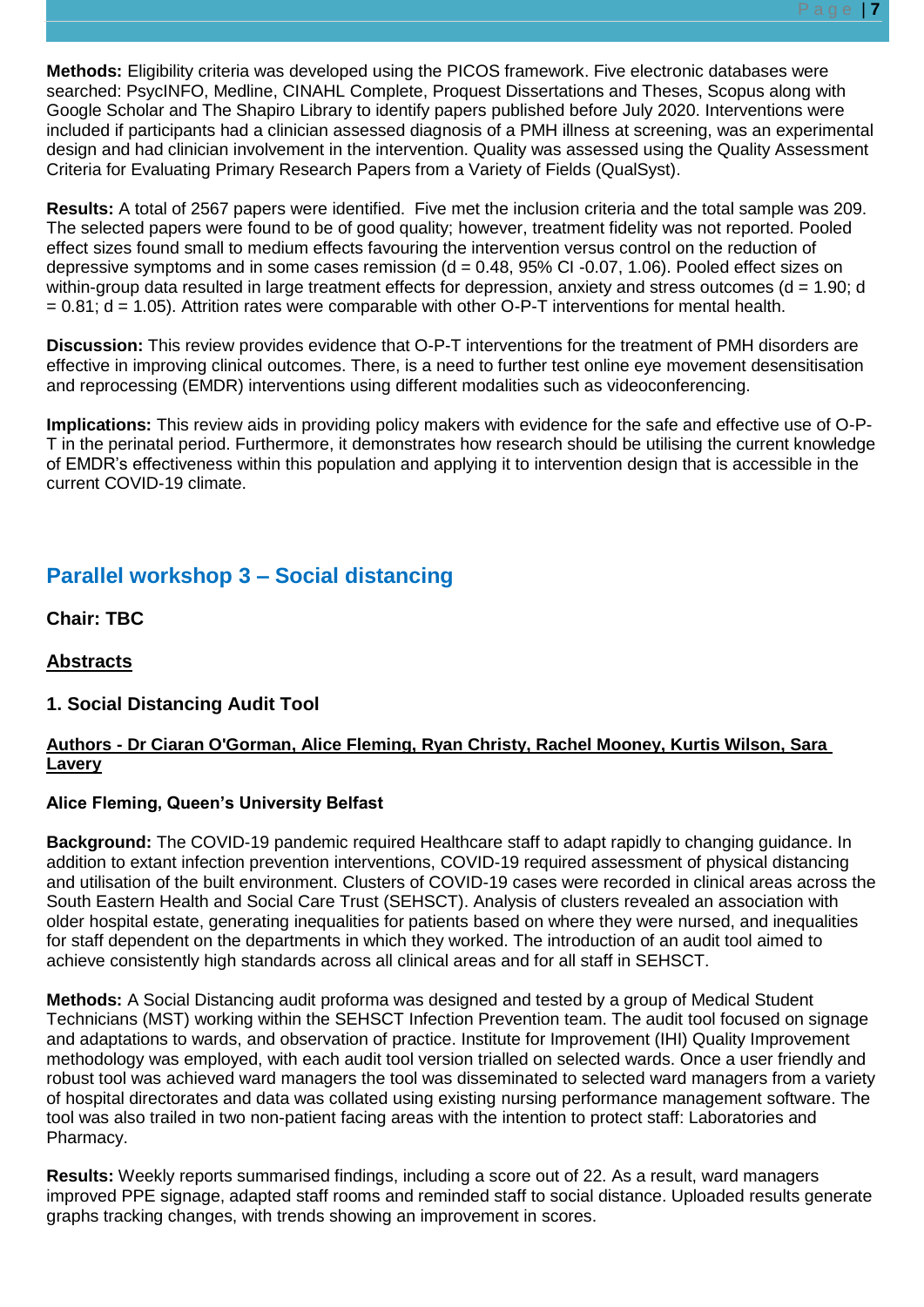**Methods:** Eligibility criteria was developed using the PICOS framework. Five electronic databases were searched: PsycINFO, Medline, CINAHL Complete, Proquest Dissertations and Theses, Scopus along with Google Scholar and The Shapiro Library to identify papers published before July 2020. Interventions were included if participants had a clinician assessed diagnosis of a PMH illness at screening, was an experimental design and had clinician involvement in the intervention. Quality was assessed using the Quality Assessment Criteria for Evaluating Primary Research Papers from a Variety of Fields (QualSyst).

**Results:** A total of 2567 papers were identified. Five met the inclusion criteria and the total sample was 209. The selected papers were found to be of good quality; however, treatment fidelity was not reported. Pooled effect sizes found small to medium effects favouring the intervention versus control on the reduction of depressive symptoms and in some cases remission ($d = 0.48$, 95% CI -0.07, 1.06). Pooled effect sizes on within-group data resulted in large treatment effects for depression, anxiety and stress outcomes ($d = 1.90$; $d = 0.81$; $d = 1.05$). Attrition rates were comparable with other O-P-T interventions for mental health.

**Discussion:** This review provides evidence that O-P-T interventions for the treatment of PMH disorders are effective in improving clinical outcomes. There, is a need to further test online eye movement desensitisation and reprocessing (EMDR) interventions using different modalities such as videoconferencing.

**Implications:** This review aids in providing policy makers with evidence for the safe and effective use of O-P-T in the perinatal period. Furthermore, it demonstrates how research should be utilising the current knowledge of EMDR's effectiveness within this population and applying it to intervention design that is accessible in the current COVID-19 climate.

## Parallel workshop 3 – Social distancing

**Chair: TBC**

**Abstracts**

### 1. Social Distancing Audit Tool

**Authors - Dr Ciaran O'Gorman, Alice Fleming, Ryan Christy, Rachel Mooney, Kurtis Wilson, Sara Lavery**

**Alice Fleming, Queen's University Belfast**

**Background:** The COVID-19 pandemic required Healthcare staff to adapt rapidly to changing guidance. In addition to extant infection prevention interventions, COVID-19 required assessment of physical distancing and utilisation of the built environment. Clusters of COVID-19 cases were recorded in clinical areas across the South Eastern Health and Social Care Trust (SEHSCT). Analysis of clusters revealed an association with older hospital estate, generating inequalities for patients based on where they were nursed, and inequalities for staff dependent on the departments in which they worked. The introduction of an audit tool aimed to achieve consistently high standards across all clinical areas and for all staff in SEHSCT.

**Methods:** A Social Distancing audit proforma was designed and tested by a group of Medical Student Technicians (MST) working within the SEHSCT Infection Prevention team. The audit tool focused on signage and adaptations to wards, and observation of practice. Institute for Improvement (IHI) Quality Improvement methodology was employed, with each audit tool version trialled on selected wards. Once a user friendly and robust tool was achieved ward managers the tool was disseminated to selected ward managers from a variety of hospital directorates and data was collated using existing nursing performance management software. The tool was also trailed in two non-patient facing areas with the intention to protect staff: Laboratories and Pharmacy.

**Results:** Weekly reports summarised findings, including a score out of 22. As a result, ward managers improved PPE signage, adapted staff rooms and reminded staff to social distance. Uploaded results generate graphs tracking changes, with trends showing an improvement in scores.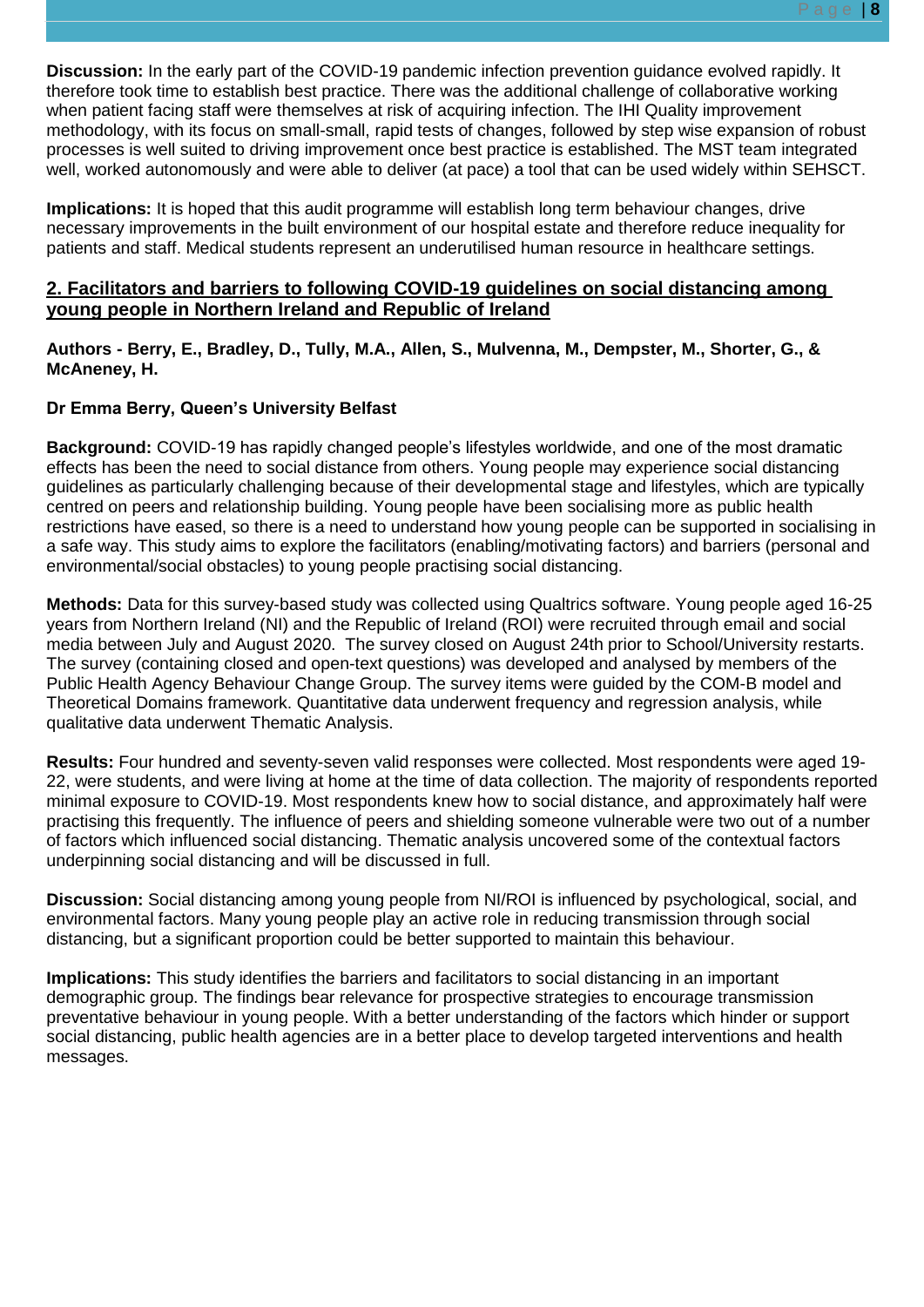**Discussion:** In the early part of the COVID-19 pandemic infection prevention guidance evolved rapidly. It therefore took time to establish best practice. There was the additional challenge of collaborative working when patient facing staff were themselves at risk of acquiring infection. The IHI Quality improvement methodology, with its focus on small-small, rapid tests of changes, followed by step wise expansion of robust processes is well suited to driving improvement once best practice is established. The MST team integrated well, worked autonomously and were able to deliver (at pace) a tool that can be used widely within SEHSCT.

**Implications:** It is hoped that this audit programme will establish long term behaviour changes, drive necessary improvements in the built environment of our hospital estate and therefore reduce inequality for patients and staff. Medical students represent an underutilised human resource in healthcare settings.

## 2. Facilitators and barriers to following COVID-19 guidelines on social distancing among young people in Northern Ireland and Republic of Ireland

**Authors - Berry, E., Bradley, D., Tully, M.A., Allen, S., Mulvenna, M., Dempster, M., Shorter, G., & McAneney, H.**

**Dr Emma Berry, Queen's University Belfast**

**Background:** COVID-19 has rapidly changed people's lifestyles worldwide, and one of the most dramatic effects has been the need to social distance from others. Young people may experience social distancing guidelines as particularly challenging because of their developmental stage and lifestyles, which are typically centred on peers and relationship building. Young people have been socialising more as public health restrictions have eased, so there is a need to understand how young people can be supported in socialising in a safe way. This study aims to explore the facilitators (enabling/motivating factors) and barriers (personal and environmental/social obstacles) to young people practising social distancing.

**Methods:** Data for this survey-based study was collected using Qualtrics software. Young people aged 16-25 years from Northern Ireland (NI) and the Republic of Ireland (ROI) were recruited through email and social media between July and August 2020. The survey closed on August 24th prior to School/University restarts. The survey (containing closed and open-text questions) was developed and analysed by members of the Public Health Agency Behaviour Change Group. The survey items were guided by the COM-B model and Theoretical Domains framework. Quantitative data underwent frequency and regression analysis, while qualitative data underwent Thematic Analysis.

**Results:** Four hundred and seventy-seven valid responses were collected. Most respondents were aged 19-22, were students, and were living at home at the time of data collection. The majority of respondents reported minimal exposure to COVID-19. Most respondents knew how to social distance, and approximately half were practising this frequently. The influence of peers and shielding someone vulnerable were two out of a number of factors which influenced social distancing. Thematic analysis uncovered some of the contextual factors underpinning social distancing and will be discussed in full.

**Discussion:** Social distancing among young people from NI/ROI is influenced by psychological, social, and environmental factors. Many young people play an active role in reducing transmission through social distancing, but a significant proportion could be better supported to maintain this behaviour.

**Implications:** This study identifies the barriers and facilitators to social distancing in an important demographic group. The findings bear relevance for prospective strategies to encourage transmission preventative behaviour in young people. With a better understanding of the factors which hinder or support social distancing, public health agencies are in a better place to develop targeted interventions and health messages.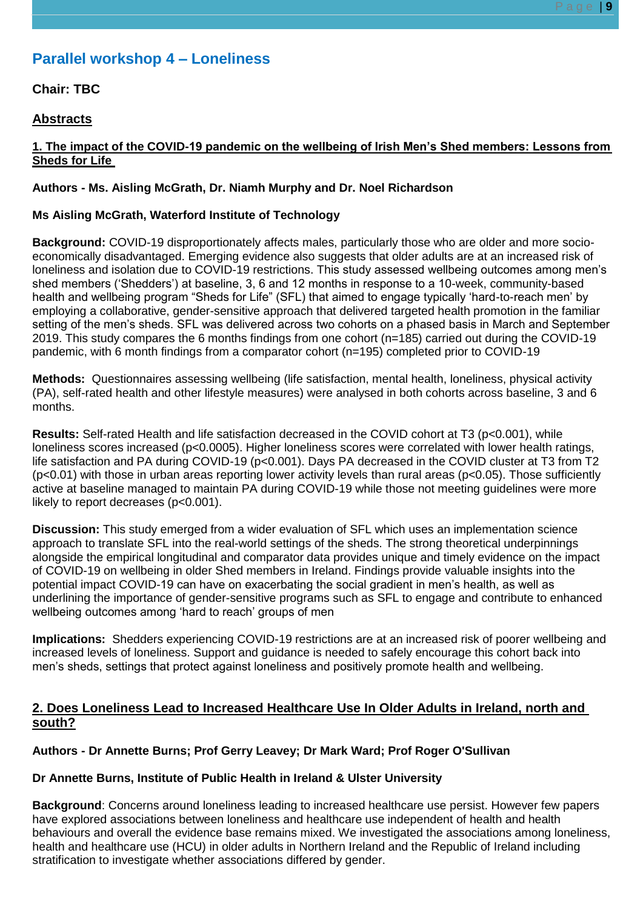## Parallel workshop 4 – Loneliness

**Chair: TBC**

**Abstracts**

### 1. The impact of the COVID-19 pandemic on the wellbeing of Irish Men's Shed members: Lessons from Sheds for Life

**Authors - Ms. Aisling McGrath, Dr. Niamh Murphy and Dr. Noel Richardson**

**Ms Aisling McGrath, Waterford Institute of Technology**

**Background:** COVID-19 disproportionately affects males, particularly those who are older and more socio-economically disadvantaged. Emerging evidence also suggests that older adults are at an increased risk of loneliness and isolation due to COVID-19 restrictions. This study assessed wellbeing outcomes among men's shed members ('Shedders') at baseline, 3, 6 and 12 months in response to a 10-week, community-based health and wellbeing program "Sheds for Life" (SFL) that aimed to engage typically 'hard-to-reach men' by employing a collaborative, gender-sensitive approach that delivered targeted health promotion in the familiar setting of the men's sheds. SFL was delivered across two cohorts on a phased basis in March and September 2019. This study compares the 6 months findings from one cohort (n=185) carried out during the COVID-19 pandemic, with 6 month findings from a comparator cohort (n=195) completed prior to COVID-19

**Methods:** Questionnaires assessing wellbeing (life satisfaction, mental health, loneliness, physical activity (PA), self-rated health and other lifestyle measures) were analysed in both cohorts across baseline, 3 and 6 months.

**Results:** Self-rated Health and life satisfaction decreased in the COVID cohort at T3 ($p<0.001$), while loneliness scores increased ($p<0.0005$). Higher loneliness scores were correlated with lower health ratings, life satisfaction and PA during COVID-19 ($p<0.001$). Days PA decreased in the COVID cluster at T3 from T2 ($p<0.01$) with those in urban areas reporting lower activity levels than rural areas ($p<0.05$). Those sufficiently active at baseline managed to maintain PA during COVID-19 while those not meeting guidelines were more likely to report decreases ($p<0.001$).

**Discussion:** This study emerged from a wider evaluation of SFL which uses an implementation science approach to translate SFL into the real-world settings of the sheds. The strong theoretical underpinnings alongside the empirical longitudinal and comparator data provides unique and timely evidence on the impact of COVID-19 on wellbeing in older Shed members in Ireland. Findings provide valuable insights into the potential impact COVID-19 can have on exacerbating the social gradient in men's health, as well as underlining the importance of gender-sensitive programs such as SFL to engage and contribute to enhanced wellbeing outcomes among 'hard to reach' groups of men

**Implications:** Shedders experiencing COVID-19 restrictions are at an increased risk of poorer wellbeing and increased levels of loneliness. Support and guidance is needed to safely encourage this cohort back into men's sheds, settings that protect against loneliness and positively promote health and wellbeing.

### 2. Does Loneliness Lead to Increased Healthcare Use In Older Adults in Ireland, north and south?

**Authors - Dr Annette Burns; Prof Gerry Leavey; Dr Mark Ward; Prof Roger O'Sullivan**

**Dr Annette Burns, Institute of Public Health in Ireland & Ulster University**

**Background**: Concerns around loneliness leading to increased healthcare use persist. However few papers have explored associations between loneliness and healthcare use independent of health and health behaviours and overall the evidence base remains mixed. We investigated the associations among loneliness, health and healthcare use (HCU) in older adults in Northern Ireland and the Republic of Ireland including stratification to investigate whether associations differed by gender.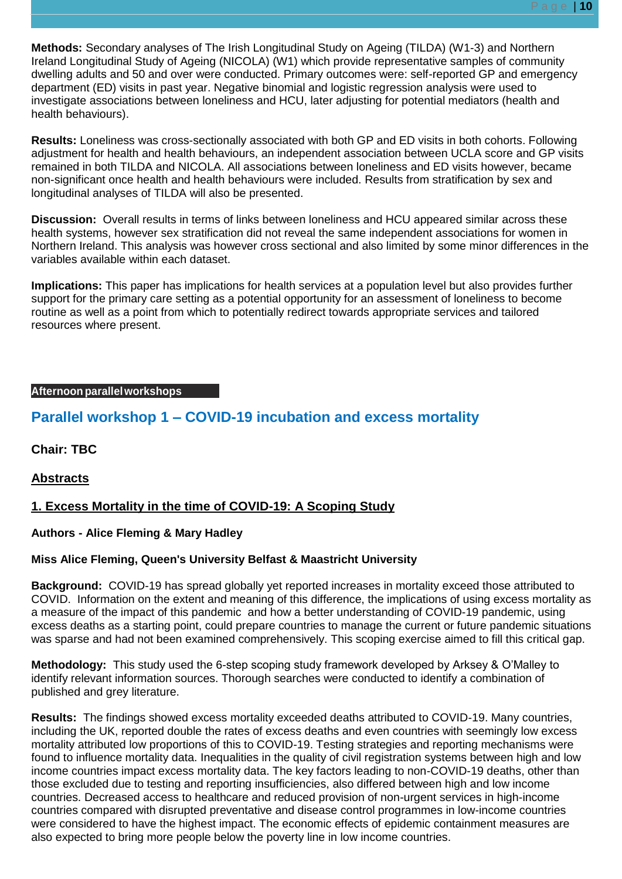**Methods:** Secondary analyses of The Irish Longitudinal Study on Ageing (TILDA) (W1-3) and Northern Ireland Longitudinal Study of Ageing (NICOLA) (W1) which provide representative samples of community dwelling adults and 50 and over were conducted. Primary outcomes were: self-reported GP and emergency department (ED) visits in past year. Negative binomial and logistic regression analysis were used to investigate associations between loneliness and HCU, later adjusting for potential mediators (health and health behaviours).

**Results:** Loneliness was cross-sectionally associated with both GP and ED visits in both cohorts. Following adjustment for health and health behaviours, an independent association between UCLA score and GP visits remained in both TILDA and NICOLA. All associations between loneliness and ED visits however, became non-significant once health and health behaviours were included. Results from stratification by sex and longitudinal analyses of TILDA will also be presented.

**Discussion:** Overall results in terms of links between loneliness and HCU appeared similar across these health systems, however sex stratification did not reveal the same independent associations for women in Northern Ireland. This analysis was however cross sectional and also limited by some minor differences in the variables available within each dataset.

**Implications:** This paper has implications for health services at a population level but also provides further support for the primary care setting as a potential opportunity for an assessment of loneliness to become routine as well as a point from which to potentially redirect towards appropriate services and tailored resources where present.

**Afternoon parallel workshops**

## Parallel workshop 1 – COVID-19 incubation and excess mortality

**Chair: TBC**

**Abstracts**

### 1. Excess Mortality in the time of COVID-19: A Scoping Study

**Authors - Alice Fleming & Mary Hadley**

**Miss Alice Fleming, Queen's University Belfast & Maastricht University**

**Background:** COVID-19 has spread globally yet reported increases in mortality exceed those attributed to COVID. Information on the extent and meaning of this difference, the implications of using excess mortality as a measure of the impact of this pandemic and how a better understanding of COVID-19 pandemic, using excess deaths as a starting point, could prepare countries to manage the current or future pandemic situations was sparse and had not been examined comprehensively. This scoping exercise aimed to fill this critical gap.

**Methodology:** This study used the 6-step scoping study framework developed by Arksey & O'Malley to identify relevant information sources. Thorough searches were conducted to identify a combination of published and grey literature.

**Results:** The findings showed excess mortality exceeded deaths attributed to COVID-19. Many countries, including the UK, reported double the rates of excess deaths and even countries with seemingly low excess mortality attributed low proportions of this to COVID-19. Testing strategies and reporting mechanisms were found to influence mortality data. Inequalities in the quality of civil registration systems between high and low income countries impact excess mortality data. The key factors leading to non-COVID-19 deaths, other than those excluded due to testing and reporting insufficiencies, also differed between high and low income countries. Decreased access to healthcare and reduced provision of non-urgent services in high-income countries compared with disrupted preventative and disease control programmes in low-income countries were considered to have the highest impact. The economic effects of epidemic containment measures are also expected to bring more people below the poverty line in low income countries.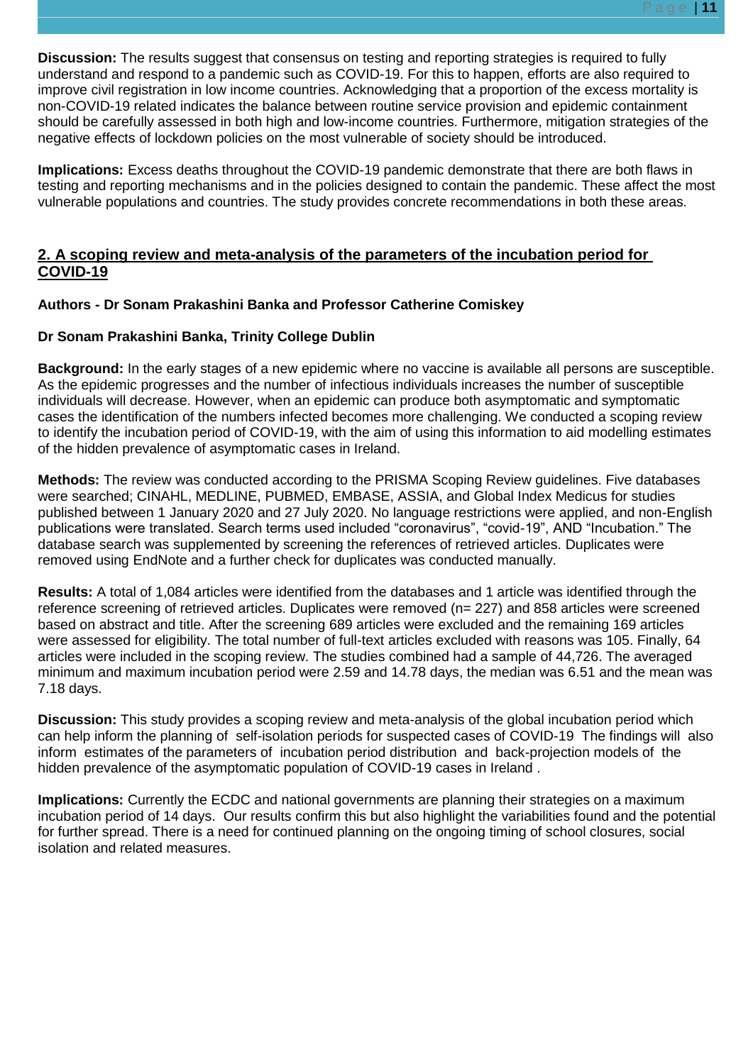**Discussion:** The results suggest that consensus on testing and reporting strategies is required to fully understand and respond to a pandemic such as COVID-19. For this to happen, efforts are also required to improve civil registration in low income countries. Acknowledging that a proportion of the excess mortality is non-COVID-19 related indicates the balance between routine service provision and epidemic containment should be carefully assessed in both high and low-income countries. Furthermore, mitigation strategies of the negative effects of lockdown policies on the most vulnerable of society should be introduced.

**Implications:** Excess deaths throughout the COVID-19 pandemic demonstrate that there are both flaws in testing and reporting mechanisms and in the policies designed to contain the pandemic. These affect the most vulnerable populations and countries. The study provides concrete recommendations in both these areas.

## 2. A scoping review and meta-analysis of the parameters of the incubation period for COVID-19

**Authors - Dr Sonam Prakashini Banka and Professor Catherine Comiskey**

**Dr Sonam Prakashini Banka, Trinity College Dublin**

**Background:** In the early stages of a new epidemic where no vaccine is available all persons are susceptible. As the epidemic progresses and the number of infectious individuals increases the number of susceptible individuals will decrease. However, when an epidemic can produce both asymptomatic and symptomatic cases the identification of the numbers infected becomes more challenging. We conducted a scoping review to identify the incubation period of COVID-19, with the aim of using this information to aid modelling estimates of the hidden prevalence of asymptomatic cases in Ireland.

**Methods:** The review was conducted according to the PRISMA Scoping Review guidelines. Five databases were searched; CINAHL, MEDLINE, PUBMED, EMBASE, ASSIA, and Global Index Medicus for studies published between 1 January 2020 and 27 July 2020. No language restrictions were applied, and non-English publications were translated. Search terms used included “coronavirus”, “covid-19”, AND “Incubation.” The database search was supplemented by screening the references of retrieved articles. Duplicates were removed using EndNote and a further check for duplicates was conducted manually.

**Results:** A total of 1,084 articles were identified from the databases and 1 article was identified through the reference screening of retrieved articles. Duplicates were removed (n= 227) and 858 articles were screened based on abstract and title. After the screening 689 articles were excluded and the remaining 169 articles were assessed for eligibility. The total number of full-text articles excluded with reasons was 105. Finally, 64 articles were included in the scoping review. The studies combined had a sample of 44,726. The averaged minimum and maximum incubation period were 2.59 and 14.78 days, the median was 6.51 and the mean was 7.18 days.

**Discussion:** This study provides a scoping review and meta-analysis of the global incubation period which can help inform the planning of self-isolation periods for suspected cases of COVID-19 The findings will also inform estimates of the parameters of incubation period distribution and back-projection models of the hidden prevalence of the asymptomatic population of COVID-19 cases in Ireland .

**Implications:** Currently the ECDC and national governments are planning their strategies on a maximum incubation period of 14 days. Our results confirm this but also highlight the variabilities found and the potential for further spread. There is a need for continued planning on the ongoing timing of school closures, social isolation and related measures.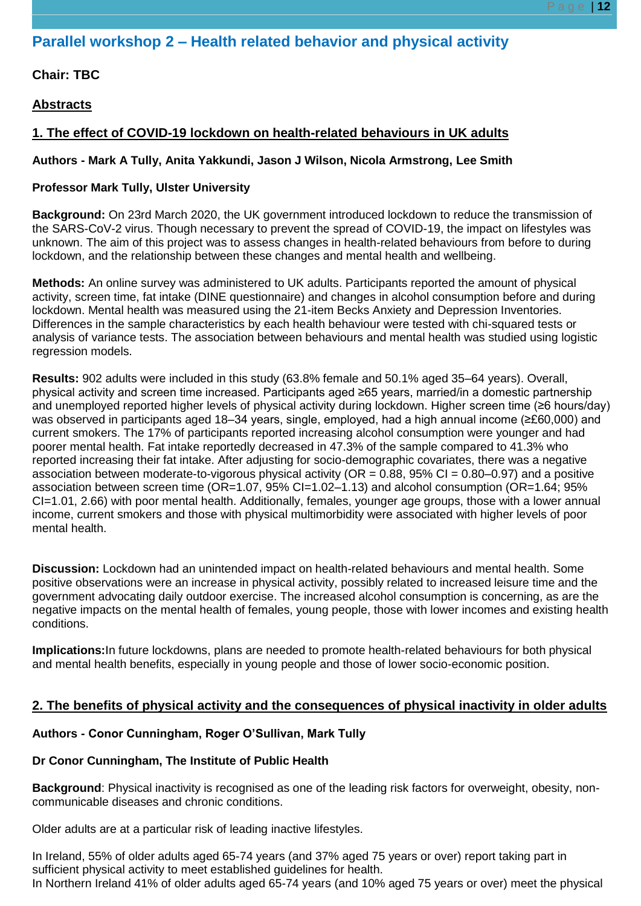## Parallel workshop 2 – Health related behavior and physical activity

**Chair: TBC**

**Abstracts**

### 1. The effect of COVID-19 lockdown on health-related behaviours in UK adults

**Authors - Mark A Tully, Anita Yakkundi, Jason J Wilson, Nicola Armstrong, Lee Smith**

**Professor Mark Tully, Ulster University**

**Background:** On 23rd March 2020, the UK government introduced lockdown to reduce the transmission of the SARS-CoV-2 virus. Though necessary to prevent the spread of COVID-19, the impact on lifestyles was unknown. The aim of this project was to assess changes in health-related behaviours from before to during lockdown, and the relationship between these changes and mental health and wellbeing.

**Methods:** An online survey was administered to UK adults. Participants reported the amount of physical activity, screen time, fat intake (DINE questionnaire) and changes in alcohol consumption before and during lockdown. Mental health was measured using the 21-item Becks Anxiety and Depression Inventories. Differences in the sample characteristics by each health behaviour were tested with chi-squared tests or analysis of variance tests. The association between behaviours and mental health was studied using logistic regression models.

**Results:** 902 adults were included in this study (63.8% female and 50.1% aged 35–64 years). Overall, physical activity and screen time increased. Participants aged ≥65 years, married/in a domestic partnership and unemployed reported higher levels of physical activity during lockdown. Higher screen time (≥6 hours/day) was observed in participants aged 18–34 years, single, employed, had a high annual income (≥£60,000) and current smokers. The 17% of participants reported increasing alcohol consumption were younger and had poorer mental health. Fat intake reportedly decreased in 47.3% of the sample compared to 41.3% who reported increasing their fat intake. After adjusting for socio-demographic covariates, there was a negative association between moderate-to-vigorous physical activity (OR = 0.88, 95% CI = 0.80–0.97) and a positive association between screen time (OR=1.07, 95% CI=1.02–1.13) and alcohol consumption (OR=1.64; 95% CI=1.01, 2.66) with poor mental health. Additionally, females, younger age groups, those with a lower annual income, current smokers and those with physical multimorbidity were associated with higher levels of poor mental health.

**Discussion:** Lockdown had an unintended impact on health-related behaviours and mental health. Some positive observations were an increase in physical activity, possibly related to increased leisure time and the government advocating daily outdoor exercise. The increased alcohol consumption is concerning, as are the negative impacts on the mental health of females, young people, those with lower incomes and existing health conditions.

**Implications:** In future lockdowns, plans are needed to promote health-related behaviours for both physical and mental health benefits, especially in young people and those of lower socio-economic position.

### 2. The benefits of physical activity and the consequences of physical inactivity in older adults

**Authors - Conor Cunningham, Roger O'Sullivan, Mark Tully**

**Dr Conor Cunningham, The Institute of Public Health**

**Background**: Physical inactivity is recognised as one of the leading risk factors for overweight, obesity, non-communicable diseases and chronic conditions.

Older adults are at a particular risk of leading inactive lifestyles.

In Ireland, 55% of older adults aged 65-74 years (and 37% aged 75 years or over) report taking part in sufficient physical activity to meet established guidelines for health.
In Northern Ireland 41% of older adults aged 65-74 years (and 10% aged 75 years or over) meet the physical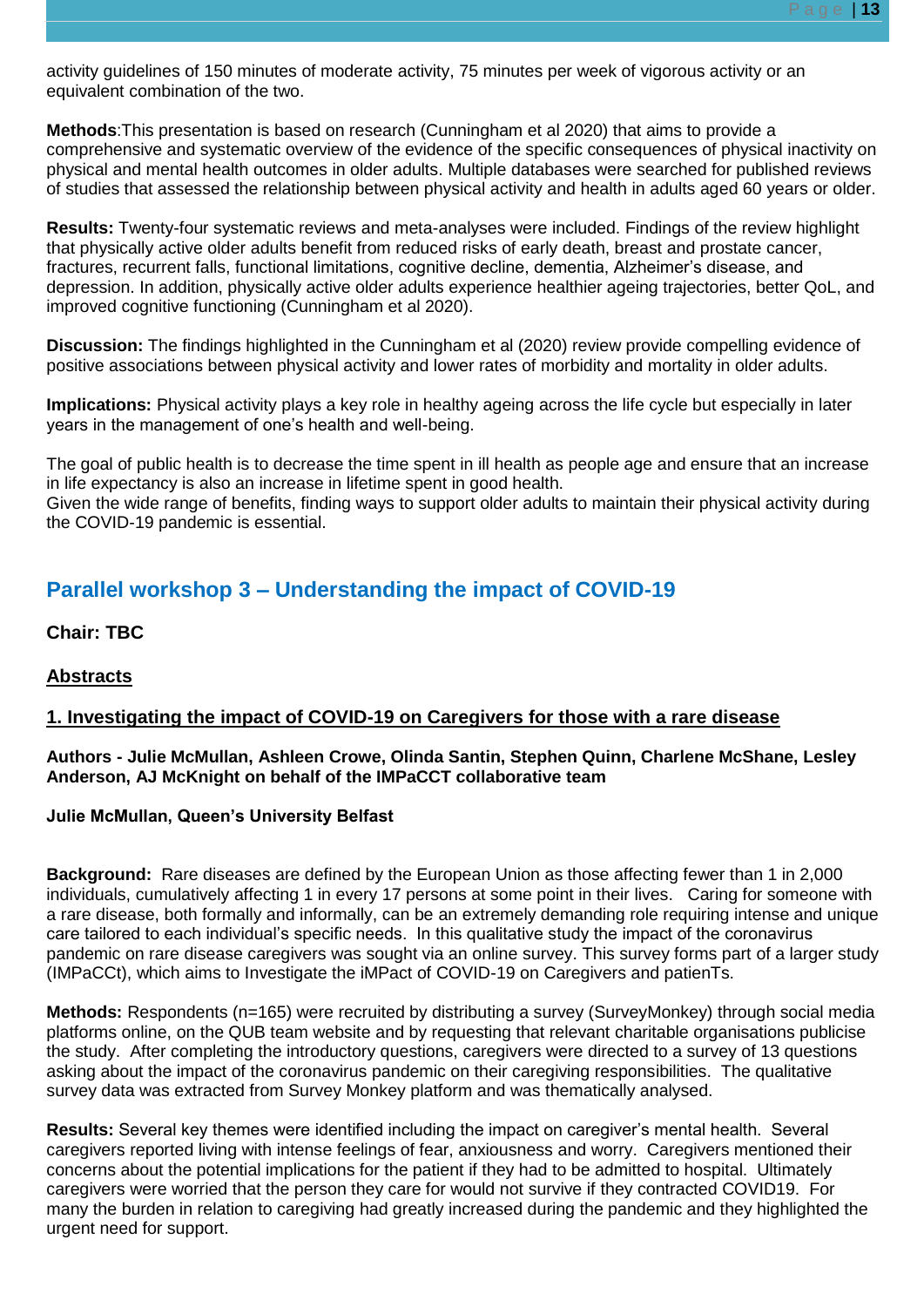activity guidelines of 150 minutes of moderate activity, 75 minutes per week of vigorous activity or an equivalent combination of the two.

**Methods**:This presentation is based on research (Cunningham et al 2020) that aims to provide a comprehensive and systematic overview of the evidence of the specific consequences of physical inactivity on physical and mental health outcomes in older adults. Multiple databases were searched for published reviews of studies that assessed the relationship between physical activity and health in adults aged 60 years or older.

**Results:** Twenty-four systematic reviews and meta-analyses were included. Findings of the review highlight that physically active older adults benefit from reduced risks of early death, breast and prostate cancer, fractures, recurrent falls, functional limitations, cognitive decline, dementia, Alzheimer's disease, and depression. In addition, physically active older adults experience healthier ageing trajectories, better QoL, and improved cognitive functioning (Cunningham et al 2020).

**Discussion:** The findings highlighted in the Cunningham et al (2020) review provide compelling evidence of positive associations between physical activity and lower rates of morbidity and mortality in older adults.

**Implications:** Physical activity plays a key role in healthy ageing across the life cycle but especially in later years in the management of one's health and well-being.

The goal of public health is to decrease the time spent in ill health as people age and ensure that an increase in life expectancy is also an increase in lifetime spent in good health.
Given the wide range of benefits, finding ways to support older adults to maintain their physical activity during the COVID-19 pandemic is essential.

## Parallel workshop 3 – Understanding the impact of COVID-19

**Chair: TBC**

**Abstracts**

### 1. Investigating the impact of COVID-19 on Caregivers for those with a rare disease

**Authors - Julie McMullan, Ashleen Crowe, Olinda Santin, Stephen Quinn, Charlene McShane, Lesley Anderson, AJ McKnight on behalf of the IMPaCCT collaborative team**

**Julie McMullan, Queen's University Belfast**

**Background:** Rare diseases are defined by the European Union as those affecting fewer than 1 in 2,000 individuals, cumulatively affecting 1 in every 17 persons at some point in their lives. Caring for someone with a rare disease, both formally and informally, can be an extremely demanding role requiring intense and unique care tailored to each individual's specific needs. In this qualitative study the impact of the coronavirus pandemic on rare disease caregivers was sought via an online survey. This survey forms part of a larger study (IMPaCCt), which aims to Investigate the iMPact of COVID-19 on Caregivers and patienTs.

**Methods:** Respondents (n=165) were recruited by distributing a survey (SurveyMonkey) through social media platforms online, on the QUB team website and by requesting that relevant charitable organisations publicise the study. After completing the introductory questions, caregivers were directed to a survey of 13 questions asking about the impact of the coronavirus pandemic on their caregiving responsibilities. The qualitative survey data was extracted from Survey Monkey platform and was thematically analysed.

**Results:** Several key themes were identified including the impact on caregiver's mental health. Several caregivers reported living with intense feelings of fear, anxiousness and worry. Caregivers mentioned their concerns about the potential implications for the patient if they had to be admitted to hospital. Ultimately caregivers were worried that the person they care for would not survive if they contracted COVID19. For many the burden in relation to caregiving had greatly increased during the pandemic and they highlighted the urgent need for support.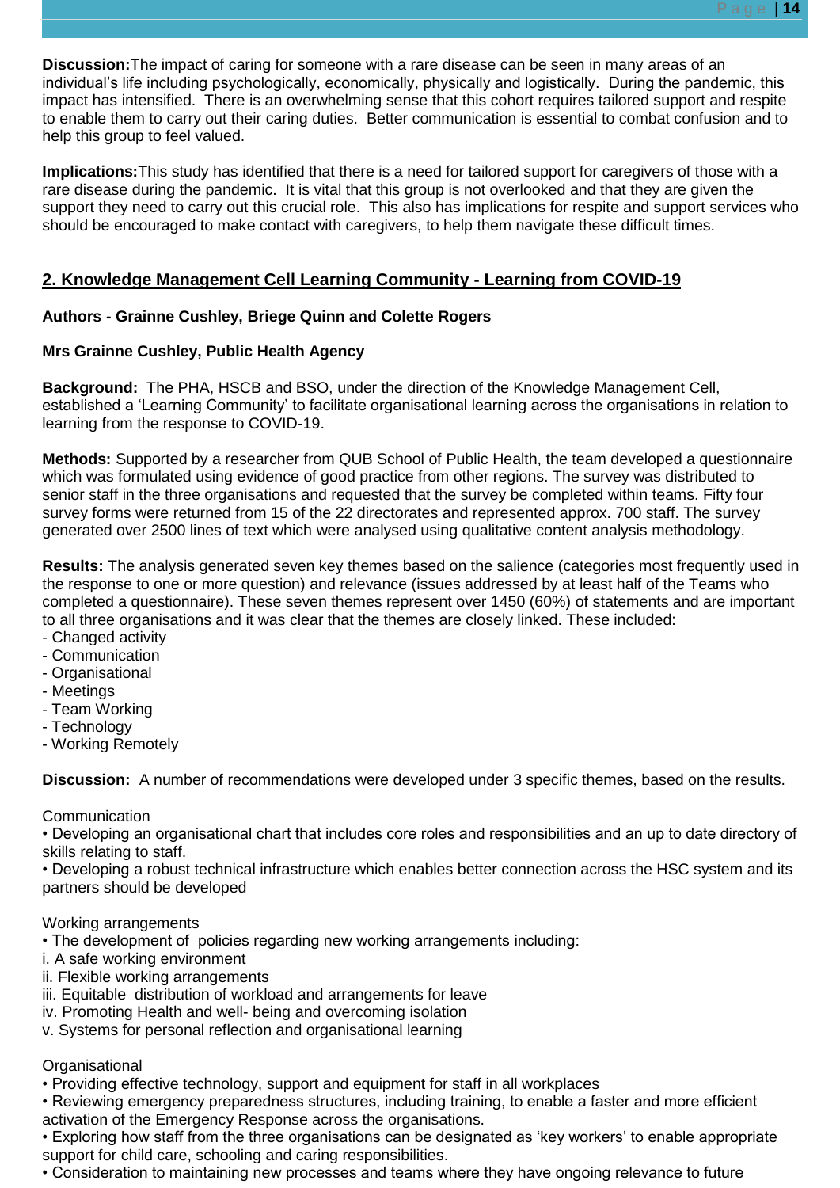**Discussion:** The impact of caring for someone with a rare disease can be seen in many areas of an individual's life including psychologically, economically, physically and logistically. During the pandemic, this impact has intensified. There is an overwhelming sense that this cohort requires tailored support and respite to enable them to carry out their caring duties. Better communication is essential to combat confusion and to help this group to feel valued.

**Implications:** This study has identified that there is a need for tailored support for caregivers of those with a rare disease during the pandemic. It is vital that this group is not overlooked and that they are given the support they need to carry out this crucial role. This also has implications for respite and support services who should be encouraged to make contact with caregivers, to help them navigate these difficult times.

## 2. Knowledge Management Cell Learning Community - Learning from COVID-19

**Authors - Grainne Cushley, Briege Quinn and Colette Rogers**

**Mrs Grainne Cushley, Public Health Agency**

**Background:** The PHA, HSCB and BSO, under the direction of the Knowledge Management Cell, established a 'Learning Community' to facilitate organisational learning across the organisations in relation to learning from the response to COVID-19.

**Methods:** Supported by a researcher from QUB School of Public Health, the team developed a questionnaire which was formulated using evidence of good practice from other regions. The survey was distributed to senior staff in the three organisations and requested that the survey be completed within teams. Fifty four survey forms were returned from 15 of the 22 directorates and represented approx. 700 staff. The survey generated over 2500 lines of text which were analysed using qualitative content analysis methodology.

**Results:** The analysis generated seven key themes based on the salience (categories most frequently used in the response to one or more question) and relevance (issues addressed by at least half of the Teams who completed a questionnaire). These seven themes represent over 1450 (60%) of statements and are important to all three organisations and it was clear that the themes are closely linked. These included:

- Changed activity
- Communication
- Organisational
- Meetings
- Team Working
- Technology
- Working Remotely

**Discussion:** A number of recommendations were developed under 3 specific themes, based on the results.

Communication

• Developing an organisational chart that includes core roles and responsibilities and an up to date directory of skills relating to staff.
• Developing a robust technical infrastructure which enables better connection across the HSC system and its partners should be developed

Working arrangements

• The development of policies regarding new working arrangements including:
i. A safe working environment
ii. Flexible working arrangements
iii. Equitable distribution of workload and arrangements for leave
iv. Promoting Health and well- being and overcoming isolation
v. Systems for personal reflection and organisational learning

Organisational

• Providing effective technology, support and equipment for staff in all workplaces
• Reviewing emergency preparedness structures, including training, to enable a faster and more efficient activation of the Emergency Response across the organisations.
• Exploring how staff from the three organisations can be designated as 'key workers' to enable appropriate support for child care, schooling and caring responsibilities.
• Consideration to maintaining new processes and teams where they have ongoing relevance to future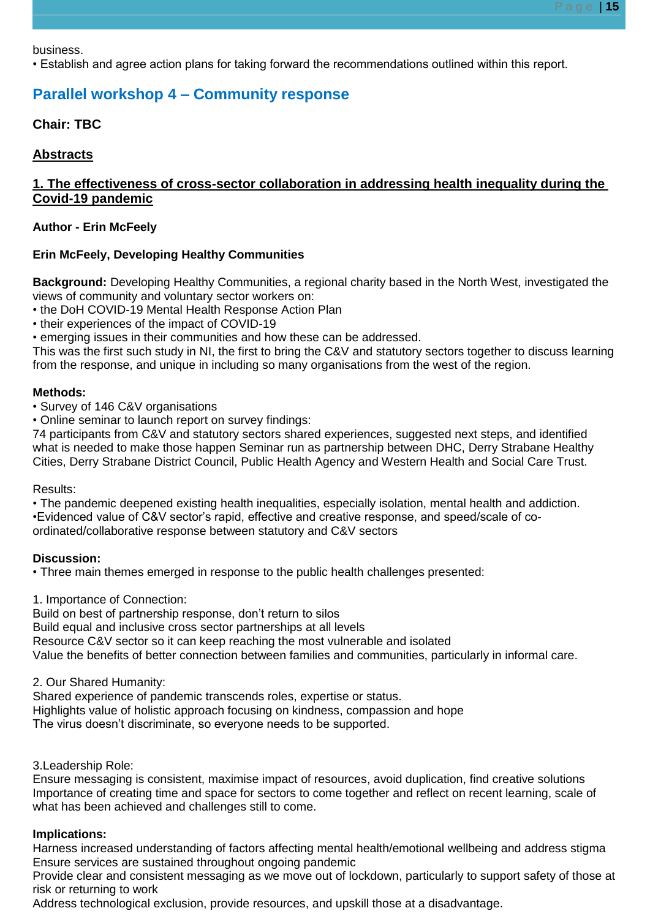business.

- Establish and agree action plans for taking forward the recommendations outlined within this report.

## Parallel workshop 4 – Community response

**Chair: TBC**

### Abstracts

#### 1. The effectiveness of cross-sector collaboration in addressing health inequality during the Covid-19 pandemic

**Author - Erin McFeely**

**Erin McFeely, Developing Healthy Communities**

**Background:** Developing Healthy Communities, a regional charity based in the North West, investigated the views of community and voluntary sector workers on:

- the DoH COVID-19 Mental Health Response Action Plan
- their experiences of the impact of COVID-19
- emerging issues in their communities and how these can be addressed.

This was the first such study in NI, the first to bring the C&V and statutory sectors together to discuss learning from the response, and unique in including so many organisations from the west of the region.

**Methods:**

- Survey of 146 C&V organisations
- Online seminar to launch report on survey findings:

74 participants from C&V and statutory sectors shared experiences, suggested next steps, and identified what is needed to make those happen Seminar run as partnership between DHC, Derry Strabane Healthy Cities, Derry Strabane District Council, Public Health Agency and Western Health and Social Care Trust.

Results:

- The pandemic deepened existing health inequalities, especially isolation, mental health and addiction.
- Evidenced value of C&V sector's rapid, effective and creative response, and speed/scale of co-ordinated/collaborative response between statutory and C&V sectors

**Discussion:**

- Three main themes emerged in response to the public health challenges presented:

1. Importance of Connection:
Build on best of partnership response, don't return to silos
Build equal and inclusive cross sector partnerships at all levels
Resource C&V sector so it can keep reaching the most vulnerable and isolated
Value the benefits of better connection between families and communities, particularly in informal care.

2. Our Shared Humanity:
Shared experience of pandemic transcends roles, expertise or status.
Highlights value of holistic approach focusing on kindness, compassion and hope
The virus doesn't discriminate, so everyone needs to be supported.

3. Leadership Role:
Ensure messaging is consistent, maximise impact of resources, avoid duplication, find creative solutions
Importance of creating time and space for sectors to come together and reflect on recent learning, scale of what has been achieved and challenges still to come.

**Implications:**

Harness increased understanding of factors affecting mental health/emotional wellbeing and address stigma
Ensure services are sustained throughout ongoing pandemic
Provide clear and consistent messaging as we move out of lockdown, particularly to support safety of those at risk or returning to work
Address technological exclusion, provide resources, and upskill those at a disadvantage.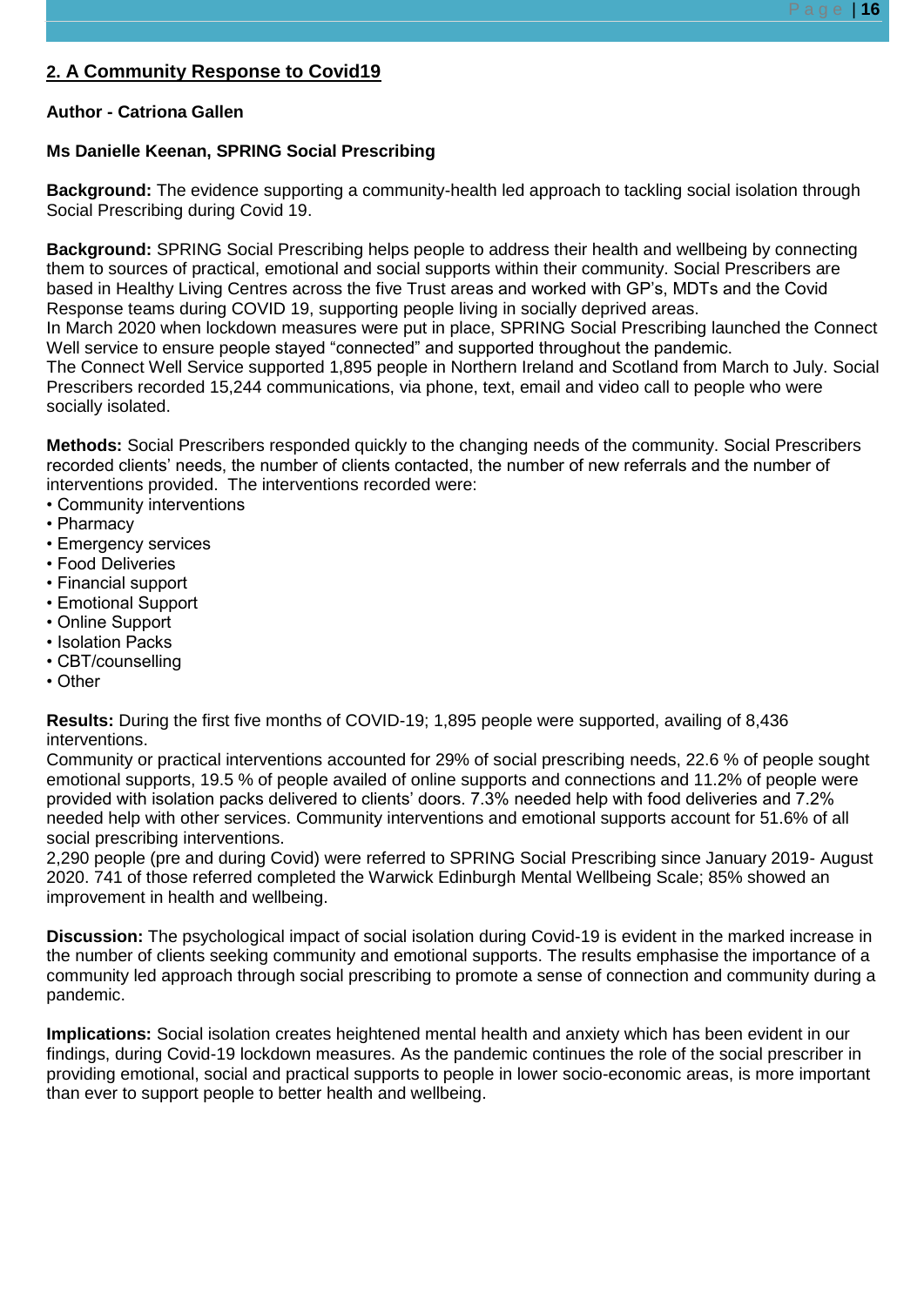## 2. A Community Response to Covid19

**Author - Catriona Gallen**

**Ms Danielle Keenan, SPRING Social Prescribing**

**Background:** The evidence supporting a community-health led approach to tackling social isolation through Social Prescribing during Covid 19.

**Background:** SPRING Social Prescribing helps people to address their health and wellbeing by connecting them to sources of practical, emotional and social supports within their community. Social Prescribers are based in Healthy Living Centres across the five Trust areas and worked with GP's, MDTs and the Covid Response teams during COVID 19, supporting people living in socially deprived areas.
In March 2020 when lockdown measures were put in place, SPRING Social Prescribing launched the Connect Well service to ensure people stayed "connected" and supported throughout the pandemic.
The Connect Well Service supported 1,895 people in Northern Ireland and Scotland from March to July. Social Prescribers recorded 15,244 communications, via phone, text, email and video call to people who were socially isolated.

**Methods:** Social Prescribers responded quickly to the changing needs of the community. Social Prescribers recorded clients' needs, the number of clients contacted, the number of new referrals and the number of interventions provided. The interventions recorded were:

- Community interventions
- Pharmacy
- Emergency services
- Food Deliveries
- Financial support
- Emotional Support
- Online Support
- Isolation Packs
- CBT/counselling
- Other

**Results:** During the first five months of COVID-19; 1,895 people were supported, availing of 8,436 interventions.
Community or practical interventions accounted for 29% of social prescribing needs, 22.6 % of people sought emotional supports, 19.5 % of people availed of online supports and connections and 11.2% of people were provided with isolation packs delivered to clients' doors. 7.3% needed help with food deliveries and 7.2% needed help with other services. Community interventions and emotional supports account for 51.6% of all social prescribing interventions.
2,290 people (pre and during Covid) were referred to SPRING Social Prescribing since January 2019- August 2020. 741 of those referred completed the Warwick Edinburgh Mental Wellbeing Scale; 85% showed an improvement in health and wellbeing.

**Discussion:** The psychological impact of social isolation during Covid-19 is evident in the marked increase in the number of clients seeking community and emotional supports. The results emphasise the importance of a community led approach through social prescribing to promote a sense of connection and community during a pandemic.

**Implications:** Social isolation creates heightened mental health and anxiety which has been evident in our findings, during Covid-19 lockdown measures. As the pandemic continues the role of the social prescriber in providing emotional, social and practical supports to people in lower socio-economic areas, is more important than ever to support people to better health and wellbeing.